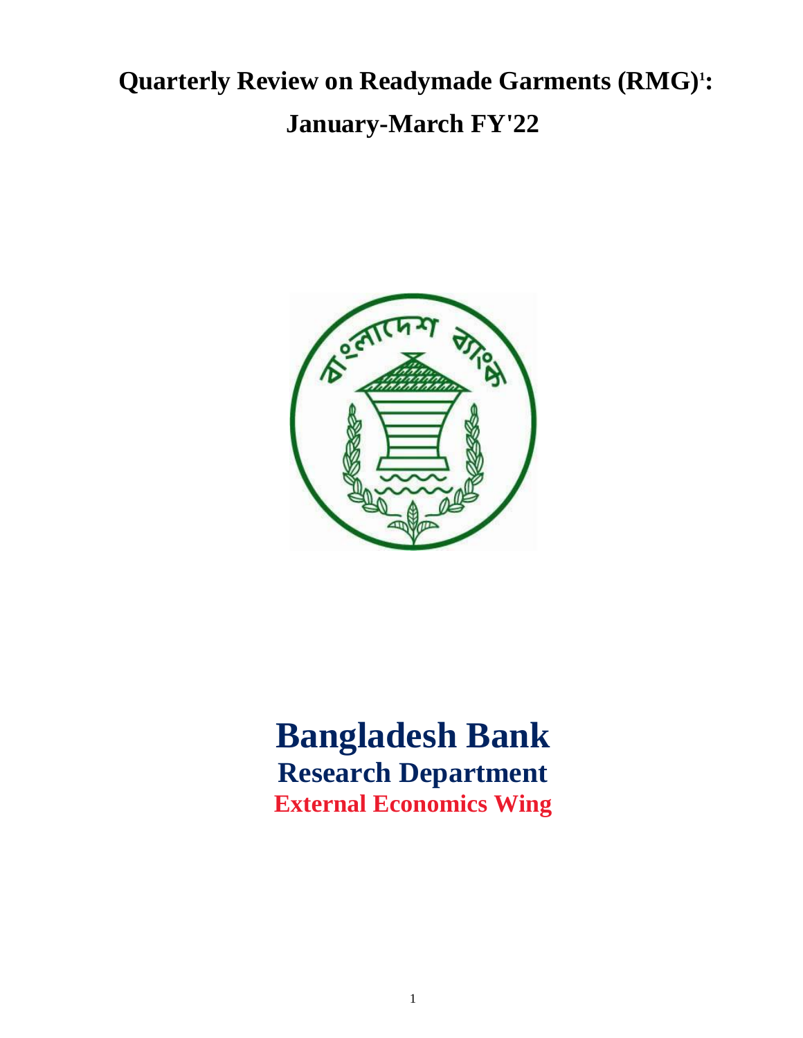# Quarterly Review on Readymade Garments (RMG)[1]: January-March FY'22

# Bangladesh Bank

## Research Department

### External Economics Wing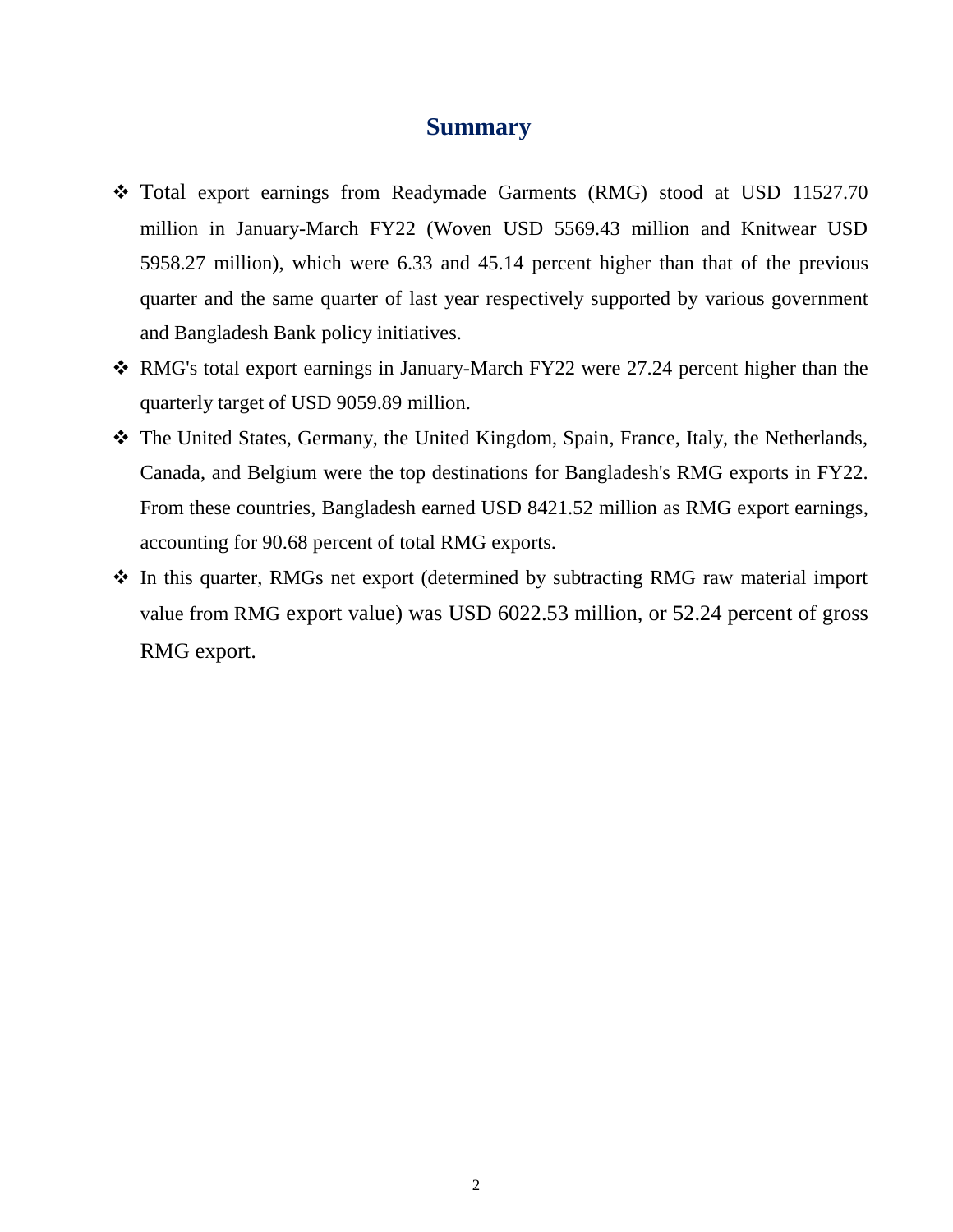# Summary

- Total export earnings from Readymade Garments (RMG) stood at USD 11527.70 million in January-March FY22 (Woven USD 5569.43 million and Knitwear USD 5958.27 million), which were 6.33 and 45.14 percent higher than that of the previous quarter and the same quarter of last year respectively supported by various government and Bangladesh Bank policy initiatives.
- RMG's total export earnings in January-March FY22 were 27.24 percent higher than the quarterly target of USD 9059.89 million.
- The United States, Germany, the United Kingdom, Spain, France, Italy, the Netherlands, Canada, and Belgium were the top destinations for Bangladesh's RMG exports in FY22. From these countries, Bangladesh earned USD 8421.52 million as RMG export earnings, accounting for 90.68 percent of total RMG exports.
- In this quarter, RMGs net export (determined by subtracting RMG raw material import value from RMG export value) was USD 6022.53 million, or 52.24 percent of gross RMG export.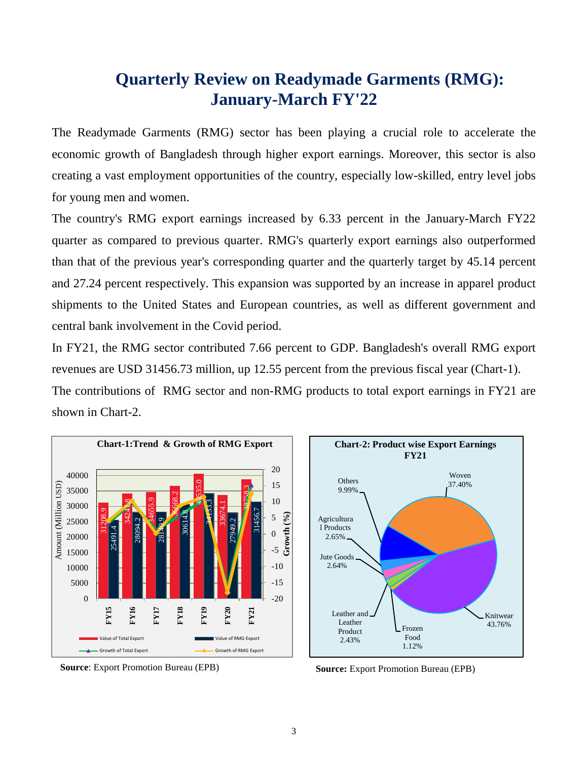# Quarterly Review on Readymade Garments (RMG): January-March FY'22

The Readymade Garments (RMG) sector has been playing a crucial role to accelerate the economic growth of Bangladesh through higher export earnings. Moreover, this sector is also creating a vast employment opportunities of the country, especially low-skilled, entry level jobs for young men and women.

The country's RMG export earnings increased by 6.33 percent in the January-March FY22 quarter as compared to previous quarter. RMG's quarterly export earnings also outperformed than that of the previous year's corresponding quarter and the quarterly target by 45.14 percent and 27.24 percent respectively. This expansion was supported by an increase in apparel product shipments to the United States and European countries, as well as different government and central bank involvement in the Covid period.

In FY21, the RMG sector contributed 7.66 percent to GDP. Bangladesh's overall RMG export revenues are USD 31456.73 million, up 12.55 percent from the previous fiscal year (Chart-1).

The contributions of RMG sector and non-RMG products to total export earnings in FY21 are shown in Chart-2.

**Chart-1:Trend & Growth of RMG Export**

| | FY15 | FY16 | FY17 | FY18 | FY19 | FY20 | FY21 |
|---|---|---|---|---|---|---|---|
| Value of Total Export (Million USD) | 31208.9 | 34241.8 | 34655.9 | 36668.2 | 40535.0 | 33674.1 | 38758.3 |
| Value of RMG Export (Million USD) | 25491.4 | 28094.2 | 28149.9 | 30614.8 | 34133.3 | 27949.2 | 31456.7 |

**Source**: Export Promotion Bureau (EPB)

**Chart-2: Product wise Export Earnings FY21**

| Product | Share |
|---|---|
| Woven | 37.40% |
| Knitwear | 43.76% |
| Frozen Food | 1.12% |
| Leather and Leather Product | 2.43% |
| Jute Goods | 2.64% |
| Agricultural Products | 2.65% |
| Others | 9.99% |

**Source:** Export Promotion Bureau (EPB)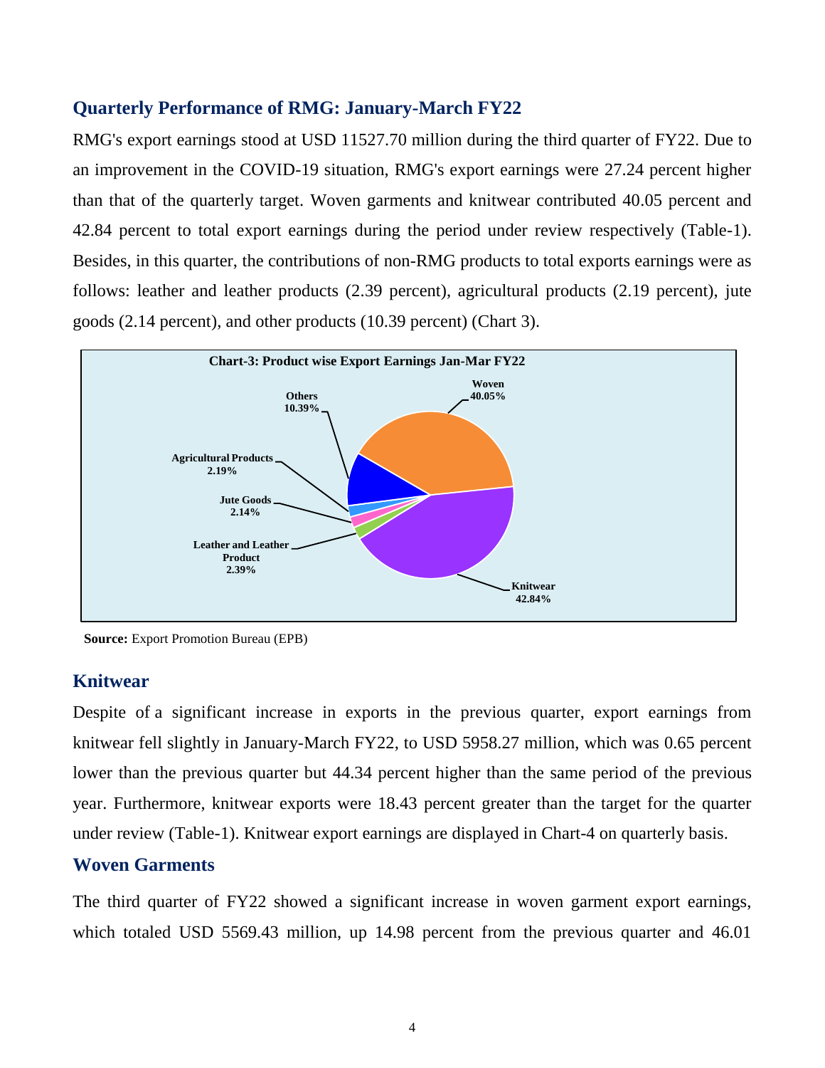## Quarterly Performance of RMG: January-March FY22

RMG's export earnings stood at USD 11527.70 million during the third quarter of FY22. Due to an improvement in the COVID-19 situation, RMG's export earnings were 27.24 percent higher than that of the quarterly target. Woven garments and knitwear contributed 40.05 percent and 42.84 percent to total export earnings during the period under review respectively (Table-1). Besides, in this quarter, the contributions of non-RMG products to total exports earnings were as follows: leather and leather products (2.39 percent), agricultural products (2.19 percent), jute goods (2.14 percent), and other products (10.39 percent) (Chart 3).

**Chart-3: Product wise Export Earnings Jan-Mar FY22**

| Product | Share |
|---|---|
| Woven | 40.05% |
| Knitwear | 42.84% |
| Leather and Leather Product | 2.39% |
| Jute Goods | 2.14% |
| Agricultural Products | 2.19% |
| Others | 10.39% |

**Source:** Export Promotion Bureau (EPB)

## Knitwear

Despite of a significant increase in exports in the previous quarter, export earnings from knitwear fell slightly in January-March FY22, to USD 5958.27 million, which was 0.65 percent lower than the previous quarter but 44.34 percent higher than the same period of the previous year. Furthermore, knitwear exports were 18.43 percent greater than the target for the quarter under review (Table-1). Knitwear export earnings are displayed in Chart-4 on quarterly basis.

## Woven Garments

The third quarter of FY22 showed a significant increase in woven garment export earnings, which totaled USD 5569.43 million, up 14.98 percent from the previous quarter and 46.01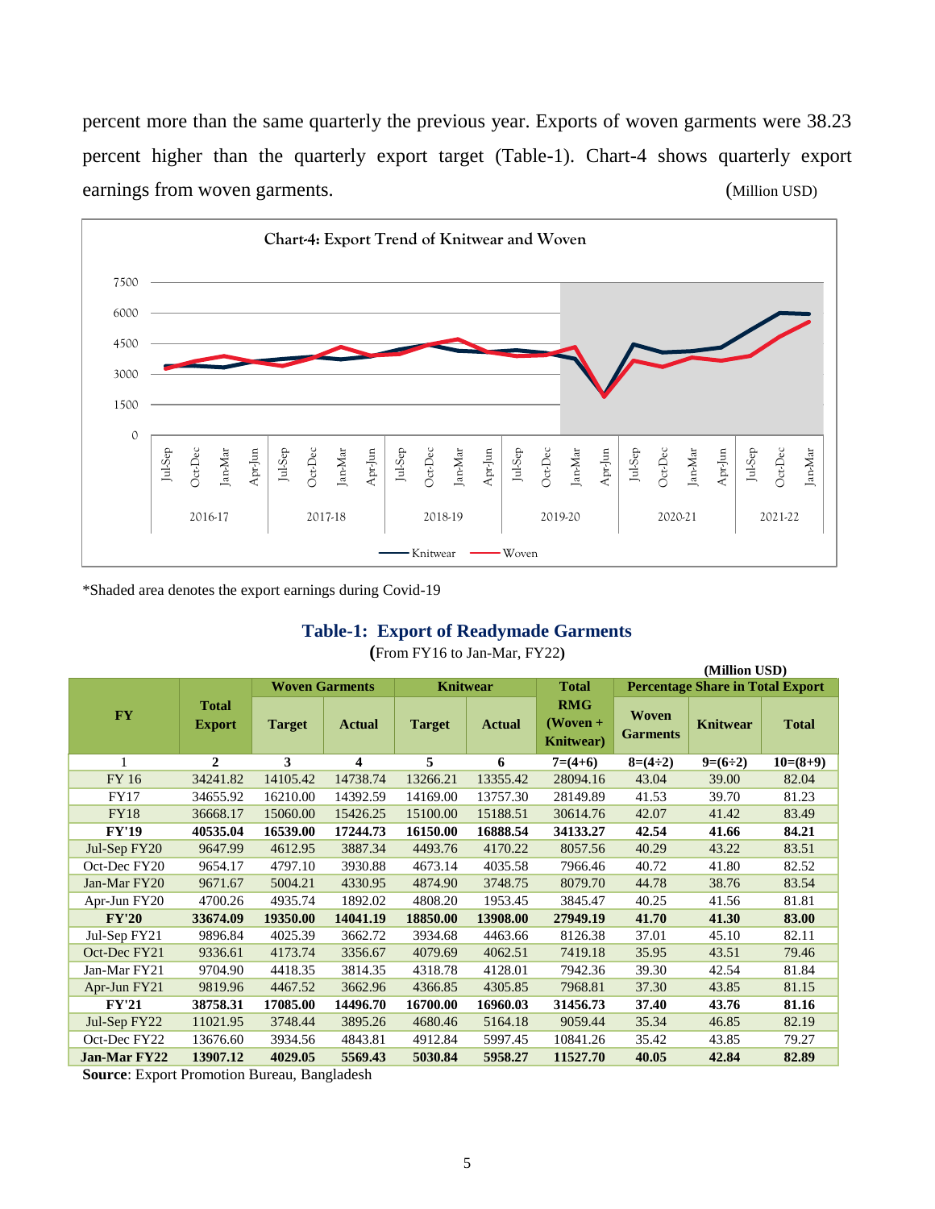percent more than the same quarterly the previous year. Exports of woven garments were 38.23 percent higher than the quarterly export target (Table-1). Chart-4 shows quarterly export earnings from woven garments. (Million USD)

**Chart-4: Export Trend of Knitwear and Woven**

*Shaded area denotes the export earnings during Covid-19

## Table-1: Export of Readymade Garments

(From FY16 to Jan-Mar, FY22)

(Million USD)

| FY | Total Export | Woven Garments | | Knitwear | | Total RMG (Woven + Knitwear) | Percentage Share in Total Export | | |
|---|---|---|---|---|---|---|---|---|---|
| | | Target | Actual | Target | Actual | | Woven Garments | Knitwear | Total |
| 1 | 2 | 3 | 4 | 5 | 6 | 7=(4+6) | 8=(4÷2) | 9=(6÷2) | 10=(8+9) |
| FY 16 | 34241.82 | 14105.42 | 14738.74 | 13266.21 | 13355.42 | 28094.16 | 43.04 | 39.00 | 82.04 |
| FY17 | 34655.92 | 16210.00 | 14392.59 | 14169.00 | 13757.30 | 28149.89 | 41.53 | 39.70 | 81.23 |
| FY18 | 36668.17 | 15060.00 | 15426.25 | 15100.00 | 15188.51 | 30614.76 | 42.07 | 41.42 | 83.49 |
| **FY'19** | **40535.04** | **16539.00** | **17244.73** | **16150.00** | **16888.54** | **34133.27** | **42.54** | **41.66** | **84.21** |
| Jul-Sep FY20 | 9647.99 | 4612.95 | 3887.34 | 4493.76 | 4170.22 | 8057.56 | 40.29 | 43.22 | 83.51 |
| Oct-Dec FY20 | 9654.17 | 4797.10 | 3930.88 | 4673.14 | 4035.58 | 7966.46 | 40.72 | 41.80 | 82.52 |
| Jan-Mar FY20 | 9671.67 | 5004.21 | 4330.95 | 4874.90 | 3748.75 | 8079.70 | 44.78 | 38.76 | 83.54 |
| Apr-Jun FY20 | 4700.26 | 4935.74 | 1892.02 | 4808.20 | 1953.45 | 3845.47 | 40.25 | 41.56 | 81.81 |
| **FY'20** | **33674.09** | **19350.00** | **14041.19** | **18850.00** | **13908.00** | **27949.19** | **41.70** | **41.30** | **83.00** |
| Jul-Sep FY21 | 9896.84 | 4025.39 | 3662.72 | 3934.68 | 4463.66 | 8126.38 | 37.01 | 45.10 | 82.11 |
| Oct-Dec FY21 | 9336.61 | 4173.74 | 3356.67 | 4079.69 | 4062.51 | 7419.18 | 35.95 | 43.51 | 79.46 |
| Jan-Mar FY21 | 9704.90 | 4418.35 | 3814.35 | 4318.78 | 4128.01 | 7942.36 | 39.30 | 42.54 | 81.84 |
| Apr-Jun FY21 | 9819.96 | 4467.52 | 3662.96 | 4366.85 | 4305.85 | 7968.81 | 37.30 | 43.85 | 81.15 |
| **FY'21** | **38758.31** | **17085.00** | **14496.70** | **16700.00** | **16960.03** | **31456.73** | **37.40** | **43.76** | **81.16** |
| Jul-Sep FY22 | 11021.95 | 3748.44 | 3895.26 | 4680.46 | 5164.18 | 9059.44 | 35.34 | 46.85 | 82.19 |
| Oct-Dec FY22 | 13676.60 | 3934.56 | 4843.81 | 4912.84 | 5997.45 | 10841.26 | 35.42 | 43.85 | 79.27 |
| **Jan-Mar FY22** | **13907.12** | **4029.05** | **5569.43** | **5030.84** | **5958.27** | **11527.70** | **40.05** | **42.84** | **82.89** |

**Source**: Export Promotion Bureau, Bangladesh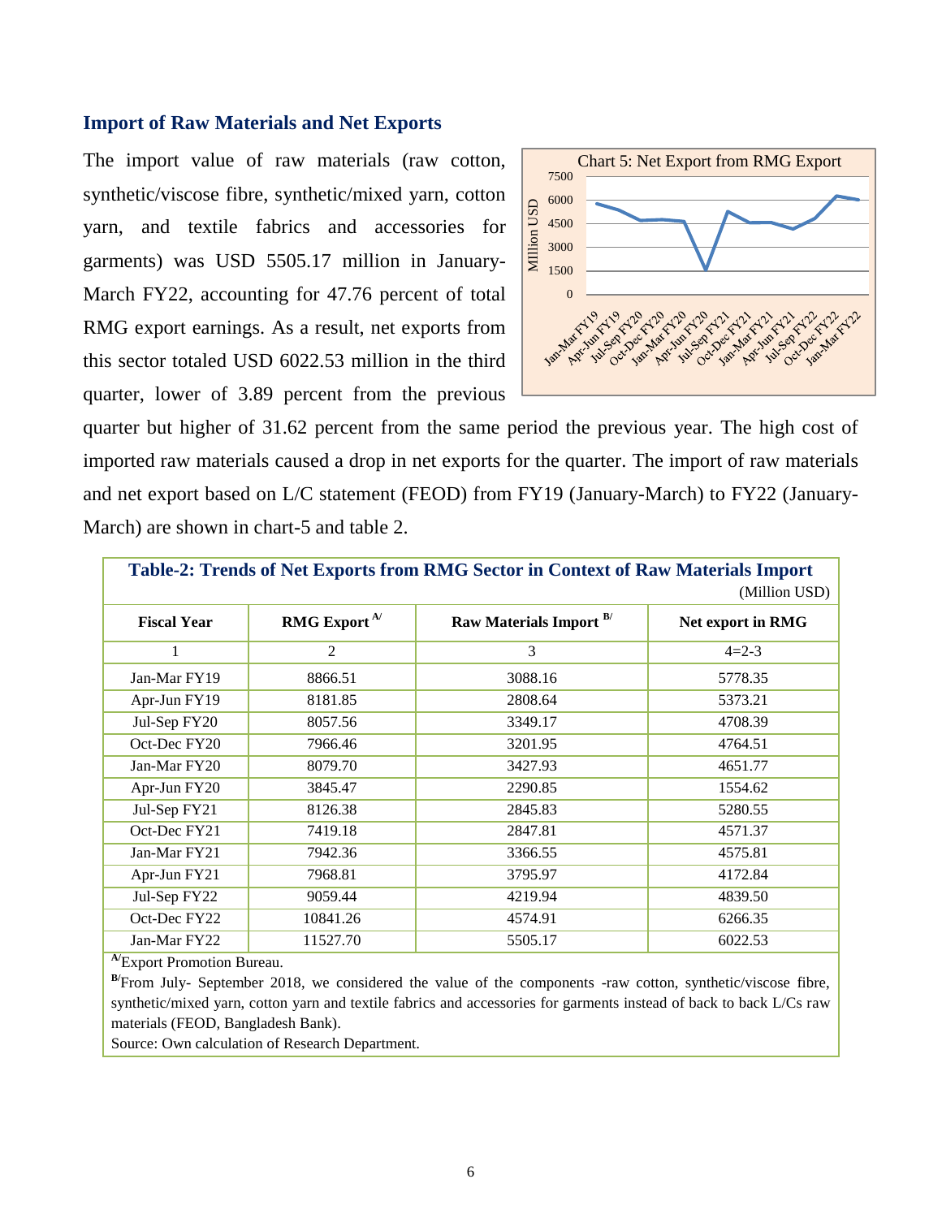### Import of Raw Materials and Net Exports

The import value of raw materials (raw cotton, synthetic/viscose fibre, synthetic/mixed yarn, cotton yarn, and textile fabrics and accessories for garments) was USD 5505.17 million in January-March FY22, accounting for 47.76 percent of total RMG export earnings. As a result, net exports from this sector totaled USD 6022.53 million in the third quarter, lower of 3.89 percent from the previous quarter but higher of 31.62 percent from the same period the previous year. The high cost of imported raw materials caused a drop in net exports for the quarter. The import of raw materials and net export based on L/C statement (FEOD) from FY19 (January-March) to FY22 (January-March) are shown in chart-5 and table 2.

Chart 5: Net Export from RMG Export

**Table-2: Trends of Net Exports from RMG Sector in Context of Raw Materials Import**

(Million USD)

| Fiscal Year | RMG Export [A/] | Raw Materials Import [B/] | Net export in RMG |
|---|---|---|---|
| 1 | 2 | 3 | 4=2-3 |
| Jan-Mar FY19 | 8866.51 | 3088.16 | 5778.35 |
| Apr-Jun FY19 | 8181.85 | 2808.64 | 5373.21 |
| Jul-Sep FY20 | 8057.56 | 3349.17 | 4708.39 |
| Oct-Dec FY20 | 7966.46 | 3201.95 | 4764.51 |
| Jan-Mar FY20 | 8079.70 | 3427.93 | 4651.77 |
| Apr-Jun FY20 | 3845.47 | 2290.85 | 1554.62 |
| Jul-Sep FY21 | 8126.38 | 2845.83 | 5280.55 |
| Oct-Dec FY21 | 7419.18 | 2847.81 | 4571.37 |
| Jan-Mar FY21 | 7942.36 | 3366.55 | 4575.81 |
| Apr-Jun FY21 | 7968.81 | 3795.97 | 4172.84 |
| Jul-Sep FY22 | 9059.44 | 4219.94 | 4839.50 |
| Oct-Dec FY22 | 10841.26 | 4574.91 | 6266.35 |
| Jan-Mar FY22 | 11527.70 | 5505.17 | 6022.53 |

[A/]Export Promotion Bureau.

[B/]From July- September 2018, we considered the value of the components -raw cotton, synthetic/viscose fibre, synthetic/mixed yarn, cotton yarn and textile fabrics and accessories for garments instead of back to back L/Cs raw materials (FEOD, Bangladesh Bank).

Source: Own calculation of Research Department.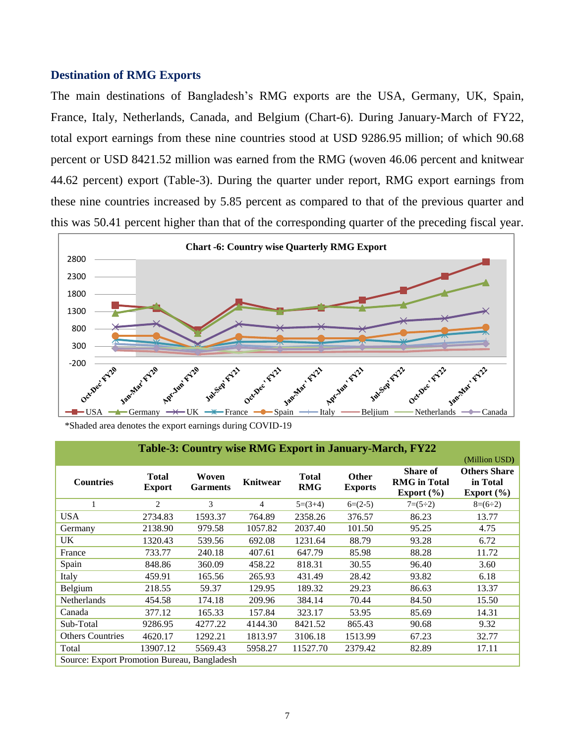## Destination of RMG Exports

The main destinations of Bangladesh's RMG exports are the USA, Germany, UK, Spain, France, Italy, Netherlands, Canada, and Belgium (Chart-6). During January-March of FY22, total export earnings from these nine countries stood at USD 9286.95 million; of which 90.68 percent or USD 8421.52 million was earned from the RMG (woven 46.06 percent and knitwear 44.62 percent) export (Table-3). During the quarter under report, RMG export earnings from these nine countries increased by 5.85 percent as compared to that of the previous quarter and this was 50.41 percent higher than that of the corresponding quarter of the preceding fiscal year.

**Chart -6: Country wise Quarterly RMG Export**

*Shaded area denotes the export earnings during COVID-19

**Table-3: Country wise RMG Export in January-March, FY22**

(Million USD)

| Countries | Total Export | Woven Garments | Knitwear | Total RMG | Other Exports | Share of RMG in Total Export (%) | Others Share in Total Export (%) |
|---|---|---|---|---|---|---|---|
| 1 | 2 | 3 | 4 | 5=(3+4) | 6=(2-5) | 7=(5÷2) | 8=(6÷2) |
| USA | 2734.83 | 1593.37 | 764.89 | 2358.26 | 376.57 | 86.23 | 13.77 |
| Germany | 2138.90 | 979.58 | 1057.82 | 2037.40 | 101.50 | 95.25 | 4.75 |
| UK | 1320.43 | 539.56 | 692.08 | 1231.64 | 88.79 | 93.28 | 6.72 |
| France | 733.77 | 240.18 | 407.61 | 647.79 | 85.98 | 88.28 | 11.72 |
| Spain | 848.86 | 360.09 | 458.22 | 818.31 | 30.55 | 96.40 | 3.60 |
| Italy | 459.91 | 165.56 | 265.93 | 431.49 | 28.42 | 93.82 | 6.18 |
| Belgium | 218.55 | 59.37 | 129.95 | 189.32 | 29.23 | 86.63 | 13.37 |
| Netherlands | 454.58 | 174.18 | 209.96 | 384.14 | 70.44 | 84.50 | 15.50 |
| Canada | 377.12 | 165.33 | 157.84 | 323.17 | 53.95 | 85.69 | 14.31 |
| Sub-Total | 9286.95 | 4277.22 | 4144.30 | 8421.52 | 865.43 | 90.68 | 9.32 |
| Others Countries | 4620.17 | 1292.21 | 1813.97 | 3106.18 | 1513.99 | 67.23 | 32.77 |
| Total | 13907.12 | 5569.43 | 5958.27 | 11527.70 | 2379.42 | 82.89 | 17.11 |

Source: Export Promotion Bureau, Bangladesh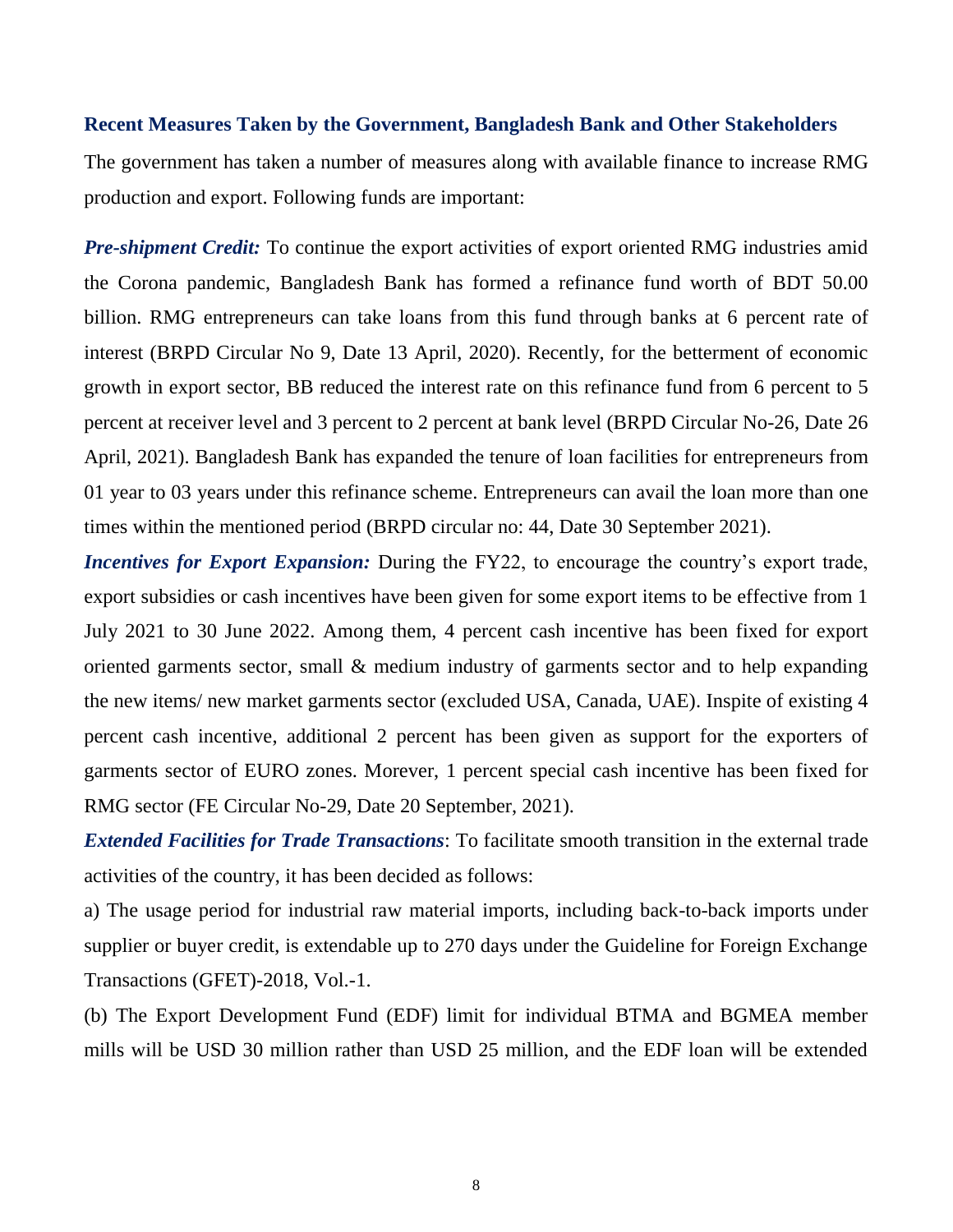### Recent Measures Taken by the Government, Bangladesh Bank and Other Stakeholders

The government has taken a number of measures along with available finance to increase RMG production and export. Following funds are important:

***Pre-shipment Credit:*** To continue the export activities of export oriented RMG industries amid the Corona pandemic, Bangladesh Bank has formed a refinance fund worth of BDT 50.00 billion. RMG entrepreneurs can take loans from this fund through banks at 6 percent rate of interest (BRPD Circular No 9, Date 13 April, 2020). Recently, for the betterment of economic growth in export sector, BB reduced the interest rate on this refinance fund from 6 percent to 5 percent at receiver level and 3 percent to 2 percent at bank level (BRPD Circular No-26, Date 26 April, 2021). Bangladesh Bank has expanded the tenure of loan facilities for entrepreneurs from 01 year to 03 years under this refinance scheme. Entrepreneurs can avail the loan more than one times within the mentioned period (BRPD circular no: 44, Date 30 September 2021).

***Incentives for Export Expansion:*** During the FY22, to encourage the country's export trade, export subsidies or cash incentives have been given for some export items to be effective from 1 July 2021 to 30 June 2022. Among them, 4 percent cash incentive has been fixed for export oriented garments sector, small & medium industry of garments sector and to help expanding the new items/ new market garments sector (excluded USA, Canada, UAE). Inspite of existing 4 percent cash incentive, additional 2 percent has been given as support for the exporters of garments sector of EURO zones. Morever, 1 percent special cash incentive has been fixed for RMG sector (FE Circular No-29, Date 20 September, 2021).

***Extended Facilities for Trade Transactions***: To facilitate smooth transition in the external trade activities of the country, it has been decided as follows:

a) The usage period for industrial raw material imports, including back-to-back imports under supplier or buyer credit, is extendable up to 270 days under the Guideline for Foreign Exchange Transactions (GFET)-2018, Vol.-1.

(b) The Export Development Fund (EDF) limit for individual BTMA and BGMEA member mills will be USD 30 million rather than USD 25 million, and the EDF loan will be extended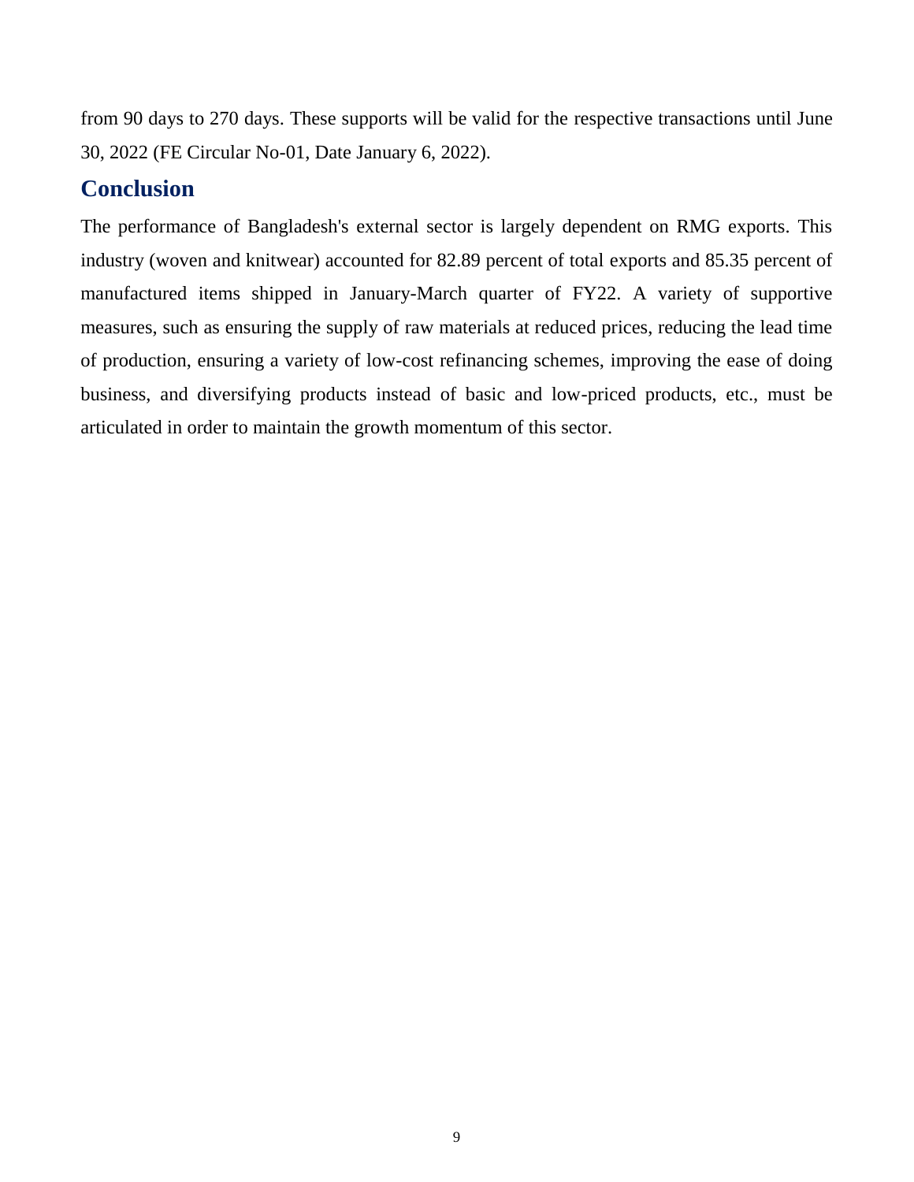from 90 days to 270 days. These supports will be valid for the respective transactions until June 30, 2022 (FE Circular No-01, Date January 6, 2022).

## Conclusion

The performance of Bangladesh's external sector is largely dependent on RMG exports. This industry (woven and knitwear) accounted for 82.89 percent of total exports and 85.35 percent of manufactured items shipped in January-March quarter of FY22. A variety of supportive measures, such as ensuring the supply of raw materials at reduced prices, reducing the lead time of production, ensuring a variety of low-cost refinancing schemes, improving the ease of doing business, and diversifying products instead of basic and low-priced products, etc., must be articulated in order to maintain the growth momentum of this sector.